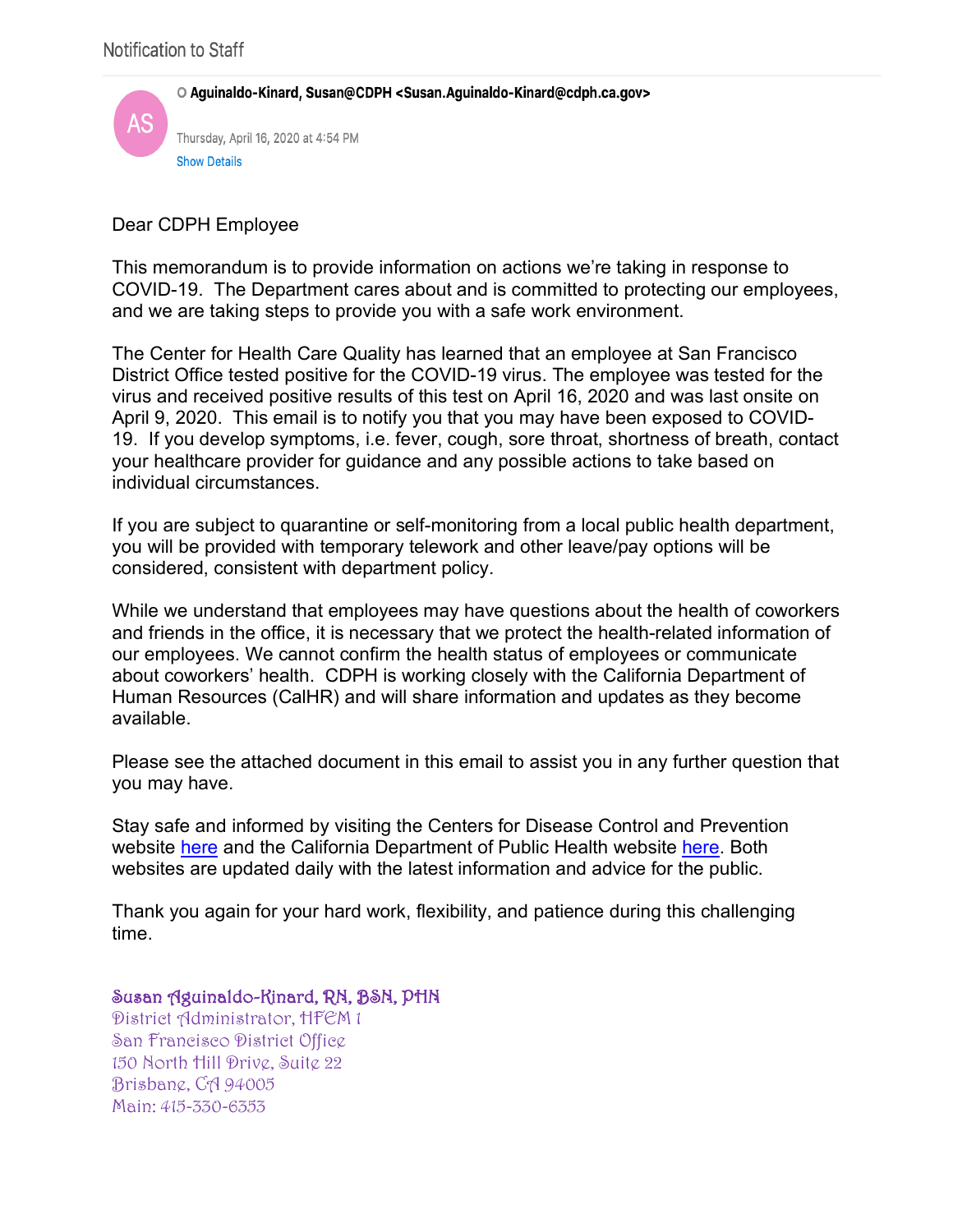Notification to Staff

**Aguinaldo-Kinard, Susan@CDPH <Susan.Aguinaldo-Kinard@cdph.ca.gov>**

Thursday, April 16, 2020 at 4:54 PM

Show Details

Dear CDPH Employee

This memorandum is to provide information on actions we're taking in response to COVID-19. The Department cares about and is committed to protecting our employees, and we are taking steps to provide you with a safe work environment.

The Center for Health Care Quality has learned that an employee at San Francisco District Office tested positive for the COVID-19 virus. The employee was tested for the virus and received positive results of this test on April 16, 2020 and was last onsite on April 9, 2020. This email is to notify you that you may have been exposed to COVID-19. If you develop symptoms, i.e. fever, cough, sore throat, shortness of breath, contact your healthcare provider for guidance and any possible actions to take based on individual circumstances.

If you are subject to quarantine or self-monitoring from a local public health department, you will be provided with temporary telework and other leave/pay options will be considered, consistent with department policy.

While we understand that employees may have questions about the health of coworkers and friends in the office, it is necessary that we protect the health-related information of our employees. We cannot confirm the health status of employees or communicate about coworkers' health. CDPH is working closely with the California Department of Human Resources (CalHR) and will share information and updates as they become available.

Please see the attached document in this email to assist you in any further question that you may have.

Stay safe and informed by visiting the Centers for Disease Control and Prevention website here and the California Department of Public Health website here. Both websites are updated daily with the latest information and advice for the public.

Thank you again for your hard work, flexibility, and patience during this challenging time.

**Susan Aguinaldo-Kinard, RN, BSN, PHN**
District Administrator, HFEM I
San Francisco District Office
150 North Hill Drive, Suite 22
Brisbane, CA 94005
Main: 415-330-6353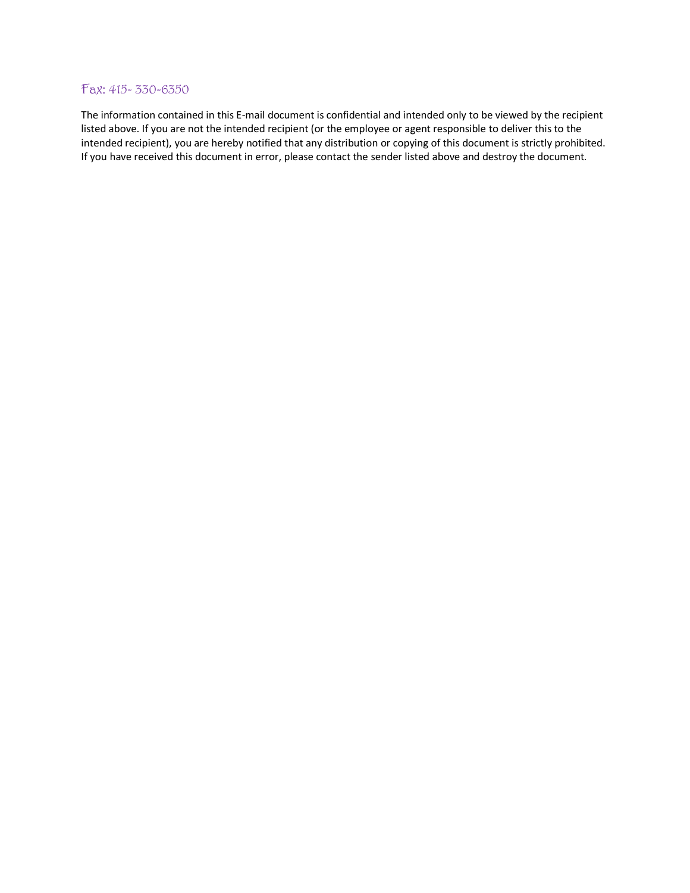Fax: 415- 330-6350

The information contained in this E-mail document is confidential and intended only to be viewed by the recipient listed above. If you are not the intended recipient (or the employee or agent responsible to deliver this to the intended recipient), you are hereby notified that any distribution or copying of this document is strictly prohibited. If you have received this document in error, please contact the sender listed above and destroy the document.